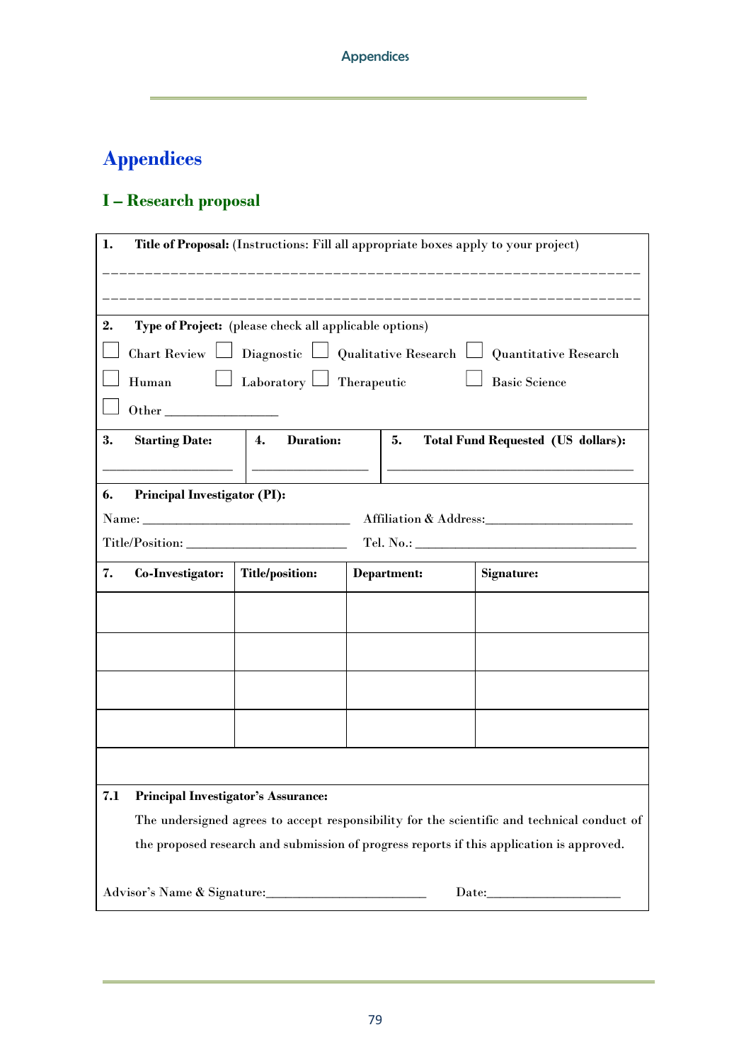# Appendices

## I – Research proposal

**1. Title of Proposal:** (Instructions: Fill all appropriate boxes apply to your project)

_____________________________________________________________________

_____________________________________________________________________

**2. Type of Project:** (please check all applicable options)

☐ Chart Review ☐ Diagnostic ☐ Qualitative Research ☐ Quantitative Research

☐ Human ☐ Laboratory ☐ Therapeutic ☐ Basic Science

☐ Other ________________

| **3. Starting Date:** | **4. Duration:** | **5. Total Fund Requested (US dollars):** |
|---|---|---|
| ________________ | ________________ | ________________________________ |

**6. Principal Investigator (PI):**

Name: ______________________________ Affiliation & Address: ______________________

Title/Position: _______________________ Tel. No.: ________________________________

| **7. Co-Investigator:** | **Title/position:** | **Department:** | **Signature:** |
|---|---|---|---|
| | | | |
| | | | |
| | | | |
| | | | |

**7.1 Principal Investigator's Assurance:**

The undersigned agrees to accept responsibility for the scientific and technical conduct of the proposed research and submission of progress reports if this application is approved.

Advisor's Name & Signature: _______________________ Date: ___________________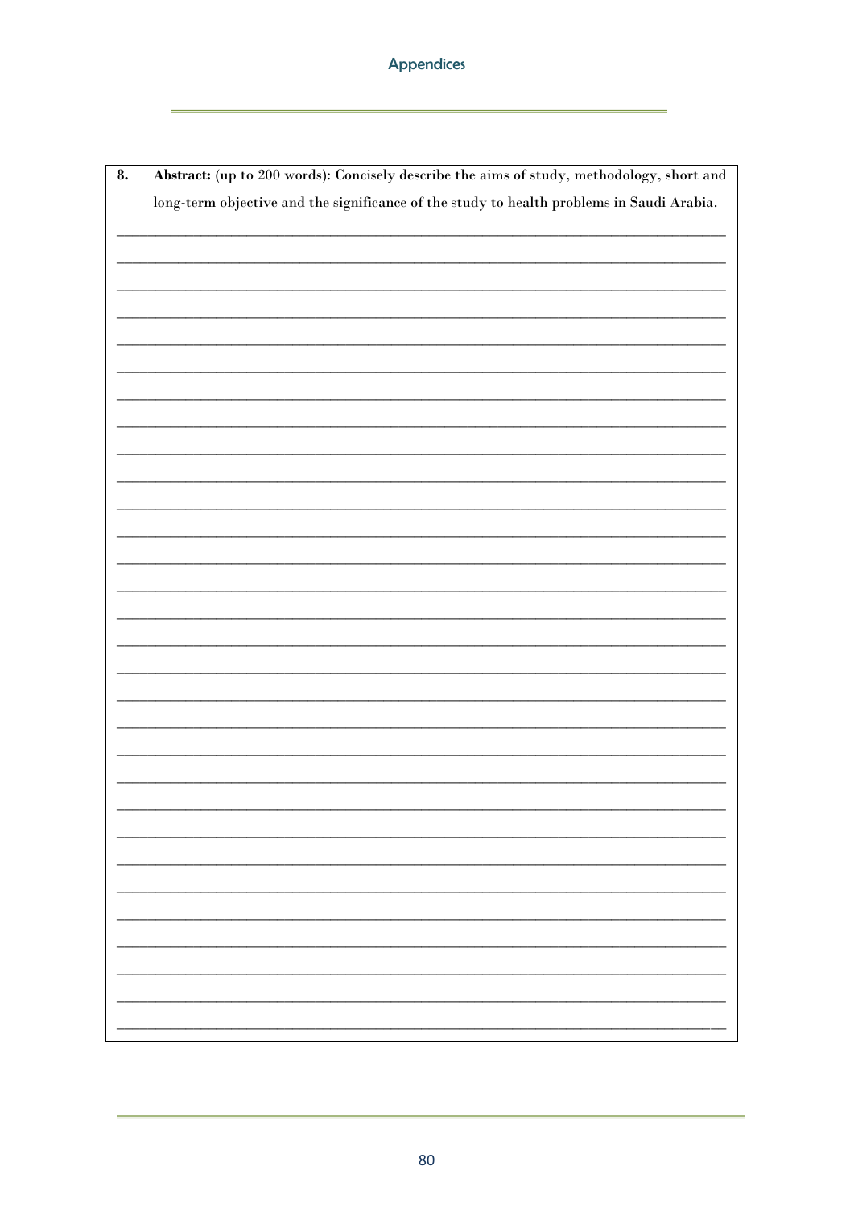**8. Abstract:** (up to 200 words): Concisely describe the aims of study, methodology, short and long-term objective and the significance of the study to health problems in Saudi Arabia.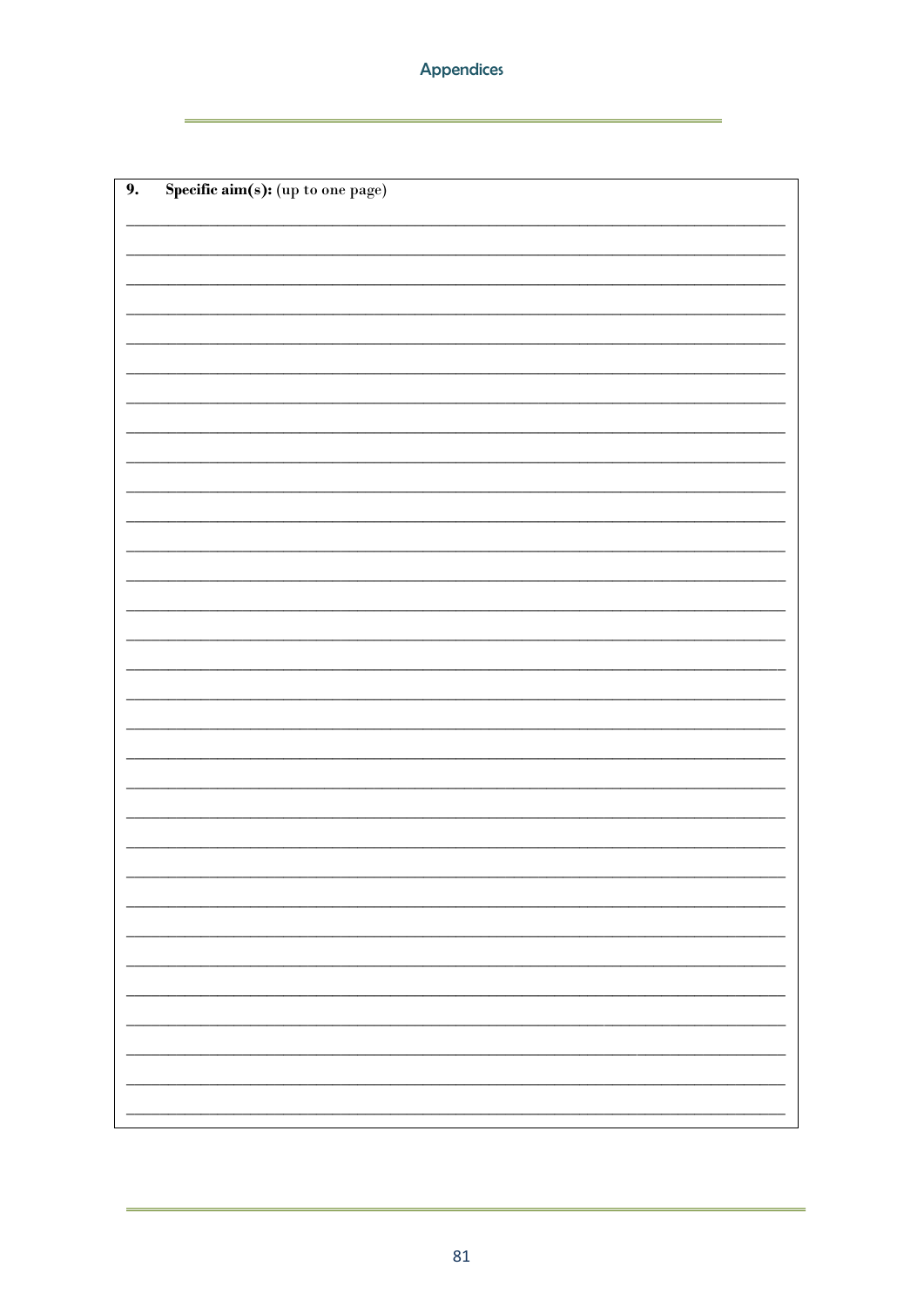**9. Specific aim(s):** (up to one page)

\_\_\_\_\_\_\_\_\_\_\_\_\_\_\_\_\_\_\_\_\_\_\_\_\_\_\_\_\_\_\_\_\_\_\_\_\_\_\_\_\_\_\_\_\_\_\_\_\_\_\_\_\_\_\_\_\_\_\_\_\_\_\_\_\_\_\_\_\_\_\_\_\_\_\_\_\_\_

\_\_\_\_\_\_\_\_\_\_\_\_\_\_\_\_\_\_\_\_\_\_\_\_\_\_\_\_\_\_\_\_\_\_\_\_\_\_\_\_\_\_\_\_\_\_\_\_\_\_\_\_\_\_\_\_\_\_\_\_\_\_\_\_\_\_\_\_\_\_\_\_\_\_\_\_\_\_

\_\_\_\_\_\_\_\_\_\_\_\_\_\_\_\_\_\_\_\_\_\_\_\_\_\_\_\_\_\_\_\_\_\_\_\_\_\_\_\_\_\_\_\_\_\_\_\_\_\_\_\_\_\_\_\_\_\_\_\_\_\_\_\_\_\_\_\_\_\_\_\_\_\_\_\_\_\_

\_\_\_\_\_\_\_\_\_\_\_\_\_\_\_\_\_\_\_\_\_\_\_\_\_\_\_\_\_\_\_\_\_\_\_\_\_\_\_\_\_\_\_\_\_\_\_\_\_\_\_\_\_\_\_\_\_\_\_\_\_\_\_\_\_\_\_\_\_\_\_\_\_\_\_\_\_\_

\_\_\_\_\_\_\_\_\_\_\_\_\_\_\_\_\_\_\_\_\_\_\_\_\_\_\_\_\_\_\_\_\_\_\_\_\_\_\_\_\_\_\_\_\_\_\_\_\_\_\_\_\_\_\_\_\_\_\_\_\_\_\_\_\_\_\_\_\_\_\_\_\_\_\_\_\_\_

\_\_\_\_\_\_\_\_\_\_\_\_\_\_\_\_\_\_\_\_\_\_\_\_\_\_\_\_\_\_\_\_\_\_\_\_\_\_\_\_\_\_\_\_\_\_\_\_\_\_\_\_\_\_\_\_\_\_\_\_\_\_\_\_\_\_\_\_\_\_\_\_\_\_\_\_\_\_

\_\_\_\_\_\_\_\_\_\_\_\_\_\_\_\_\_\_\_\_\_\_\_\_\_\_\_\_\_\_\_\_\_\_\_\_\_\_\_\_\_\_\_\_\_\_\_\_\_\_\_\_\_\_\_\_\_\_\_\_\_\_\_\_\_\_\_\_\_\_\_\_\_\_\_\_\_\_

\_\_\_\_\_\_\_\_\_\_\_\_\_\_\_\_\_\_\_\_\_\_\_\_\_\_\_\_\_\_\_\_\_\_\_\_\_\_\_\_\_\_\_\_\_\_\_\_\_\_\_\_\_\_\_\_\_\_\_\_\_\_\_\_\_\_\_\_\_\_\_\_\_\_\_\_\_\_

\_\_\_\_\_\_\_\_\_\_\_\_\_\_\_\_\_\_\_\_\_\_\_\_\_\_\_\_\_\_\_\_\_\_\_\_\_\_\_\_\_\_\_\_\_\_\_\_\_\_\_\_\_\_\_\_\_\_\_\_\_\_\_\_\_\_\_\_\_\_\_\_\_\_\_\_\_\_

\_\_\_\_\_\_\_\_\_\_\_\_\_\_\_\_\_\_\_\_\_\_\_\_\_\_\_\_\_\_\_\_\_\_\_\_\_\_\_\_\_\_\_\_\_\_\_\_\_\_\_\_\_\_\_\_\_\_\_\_\_\_\_\_\_\_\_\_\_\_\_\_\_\_\_\_\_\_

\_\_\_\_\_\_\_\_\_\_\_\_\_\_\_\_\_\_\_\_\_\_\_\_\_\_\_\_\_\_\_\_\_\_\_\_\_\_\_\_\_\_\_\_\_\_\_\_\_\_\_\_\_\_\_\_\_\_\_\_\_\_\_\_\_\_\_\_\_\_\_\_\_\_\_\_\_\_

\_\_\_\_\_\_\_\_\_\_\_\_\_\_\_\_\_\_\_\_\_\_\_\_\_\_\_\_\_\_\_\_\_\_\_\_\_\_\_\_\_\_\_\_\_\_\_\_\_\_\_\_\_\_\_\_\_\_\_\_\_\_\_\_\_\_\_\_\_\_\_\_\_\_\_\_\_\_

\_\_\_\_\_\_\_\_\_\_\_\_\_\_\_\_\_\_\_\_\_\_\_\_\_\_\_\_\_\_\_\_\_\_\_\_\_\_\_\_\_\_\_\_\_\_\_\_\_\_\_\_\_\_\_\_\_\_\_\_\_\_\_\_\_\_\_\_\_\_\_\_\_\_\_\_\_\_

\_\_\_\_\_\_\_\_\_\_\_\_\_\_\_\_\_\_\_\_\_\_\_\_\_\_\_\_\_\_\_\_\_\_\_\_\_\_\_\_\_\_\_\_\_\_\_\_\_\_\_\_\_\_\_\_\_\_\_\_\_\_\_\_\_\_\_\_\_\_\_\_\_\_\_\_\_\_

\_\_\_\_\_\_\_\_\_\_\_\_\_\_\_\_\_\_\_\_\_\_\_\_\_\_\_\_\_\_\_\_\_\_\_\_\_\_\_\_\_\_\_\_\_\_\_\_\_\_\_\_\_\_\_\_\_\_\_\_\_\_\_\_\_\_\_\_\_\_\_\_\_\_\_\_\_\_

\_\_\_\_\_\_\_\_\_\_\_\_\_\_\_\_\_\_\_\_\_\_\_\_\_\_\_\_\_\_\_\_\_\_\_\_\_\_\_\_\_\_\_\_\_\_\_\_\_\_\_\_\_\_\_\_\_\_\_\_\_\_\_\_\_\_\_\_\_\_\_\_\_\_\_\_\_\_

\_\_\_\_\_\_\_\_\_\_\_\_\_\_\_\_\_\_\_\_\_\_\_\_\_\_\_\_\_\_\_\_\_\_\_\_\_\_\_\_\_\_\_\_\_\_\_\_\_\_\_\_\_\_\_\_\_\_\_\_\_\_\_\_\_\_\_\_\_\_\_\_\_\_\_\_\_\_

\_\_\_\_\_\_\_\_\_\_\_\_\_\_\_\_\_\_\_\_\_\_\_\_\_\_\_\_\_\_\_\_\_\_\_\_\_\_\_\_\_\_\_\_\_\_\_\_\_\_\_\_\_\_\_\_\_\_\_\_\_\_\_\_\_\_\_\_\_\_\_\_\_\_\_\_\_\_

\_\_\_\_\_\_\_\_\_\_\_\_\_\_\_\_\_\_\_\_\_\_\_\_\_\_\_\_\_\_\_\_\_\_\_\_\_\_\_\_\_\_\_\_\_\_\_\_\_\_\_\_\_\_\_\_\_\_\_\_\_\_\_\_\_\_\_\_\_\_\_\_\_\_\_\_\_\_

\_\_\_\_\_\_\_\_\_\_\_\_\_\_\_\_\_\_\_\_\_\_\_\_\_\_\_\_\_\_\_\_\_\_\_\_\_\_\_\_\_\_\_\_\_\_\_\_\_\_\_\_\_\_\_\_\_\_\_\_\_\_\_\_\_\_\_\_\_\_\_\_\_\_\_\_\_\_

\_\_\_\_\_\_\_\_\_\_\_\_\_\_\_\_\_\_\_\_\_\_\_\_\_\_\_\_\_\_\_\_\_\_\_\_\_\_\_\_\_\_\_\_\_\_\_\_\_\_\_\_\_\_\_\_\_\_\_\_\_\_\_\_\_\_\_\_\_\_\_\_\_\_\_\_\_\_

\_\_\_\_\_\_\_\_\_\_\_\_\_\_\_\_\_\_\_\_\_\_\_\_\_\_\_\_\_\_\_\_\_\_\_\_\_\_\_\_\_\_\_\_\_\_\_\_\_\_\_\_\_\_\_\_\_\_\_\_\_\_\_\_\_\_\_\_\_\_\_\_\_\_\_\_\_\_

\_\_\_\_\_\_\_\_\_\_\_\_\_\_\_\_\_\_\_\_\_\_\_\_\_\_\_\_\_\_\_\_\_\_\_\_\_\_\_\_\_\_\_\_\_\_\_\_\_\_\_\_\_\_\_\_\_\_\_\_\_\_\_\_\_\_\_\_\_\_\_\_\_\_\_\_\_\_

\_\_\_\_\_\_\_\_\_\_\_\_\_\_\_\_\_\_\_\_\_\_\_\_\_\_\_\_\_\_\_\_\_\_\_\_\_\_\_\_\_\_\_\_\_\_\_\_\_\_\_\_\_\_\_\_\_\_\_\_\_\_\_\_\_\_\_\_\_\_\_\_\_\_\_\_\_\_

\_\_\_\_\_\_\_\_\_\_\_\_\_\_\_\_\_\_\_\_\_\_\_\_\_\_\_\_\_\_\_\_\_\_\_\_\_\_\_\_\_\_\_\_\_\_\_\_\_\_\_\_\_\_\_\_\_\_\_\_\_\_\_\_\_\_\_\_\_\_\_\_\_\_\_\_\_\_

\_\_\_\_\_\_\_\_\_\_\_\_\_\_\_\_\_\_\_\_\_\_\_\_\_\_\_\_\_\_\_\_\_\_\_\_\_\_\_\_\_\_\_\_\_\_\_\_\_\_\_\_\_\_\_\_\_\_\_\_\_\_\_\_\_\_\_\_\_\_\_\_\_\_\_\_\_\_

\_\_\_\_\_\_\_\_\_\_\_\_\_\_\_\_\_\_\_\_\_\_\_\_\_\_\_\_\_\_\_\_\_\_\_\_\_\_\_\_\_\_\_\_\_\_\_\_\_\_\_\_\_\_\_\_\_\_\_\_\_\_\_\_\_\_\_\_\_\_\_\_\_\_\_\_\_\_

\_\_\_\_\_\_\_\_\_\_\_\_\_\_\_\_\_\_\_\_\_\_\_\_\_\_\_\_\_\_\_\_\_\_\_\_\_\_\_\_\_\_\_\_\_\_\_\_\_\_\_\_\_\_\_\_\_\_\_\_\_\_\_\_\_\_\_\_\_\_\_\_\_\_\_\_\_\_

\_\_\_\_\_\_\_\_\_\_\_\_\_\_\_\_\_\_\_\_\_\_\_\_\_\_\_\_\_\_\_\_\_\_\_\_\_\_\_\_\_\_\_\_\_\_\_\_\_\_\_\_\_\_\_\_\_\_\_\_\_\_\_\_\_\_\_\_\_\_\_\_\_\_\_\_\_\_

\_\_\_\_\_\_\_\_\_\_\_\_\_\_\_\_\_\_\_\_\_\_\_\_\_\_\_\_\_\_\_\_\_\_\_\_\_\_\_\_\_\_\_\_\_\_\_\_\_\_\_\_\_\_\_\_\_\_\_\_\_\_\_\_\_\_\_\_\_\_\_\_\_\_\_\_\_\_

\_\_\_\_\_\_\_\_\_\_\_\_\_\_\_\_\_\_\_\_\_\_\_\_\_\_\_\_\_\_\_\_\_\_\_\_\_\_\_\_\_\_\_\_\_\_\_\_\_\_\_\_\_\_\_\_\_\_\_\_\_\_\_\_\_\_\_\_\_\_\_\_\_\_\_\_\_\_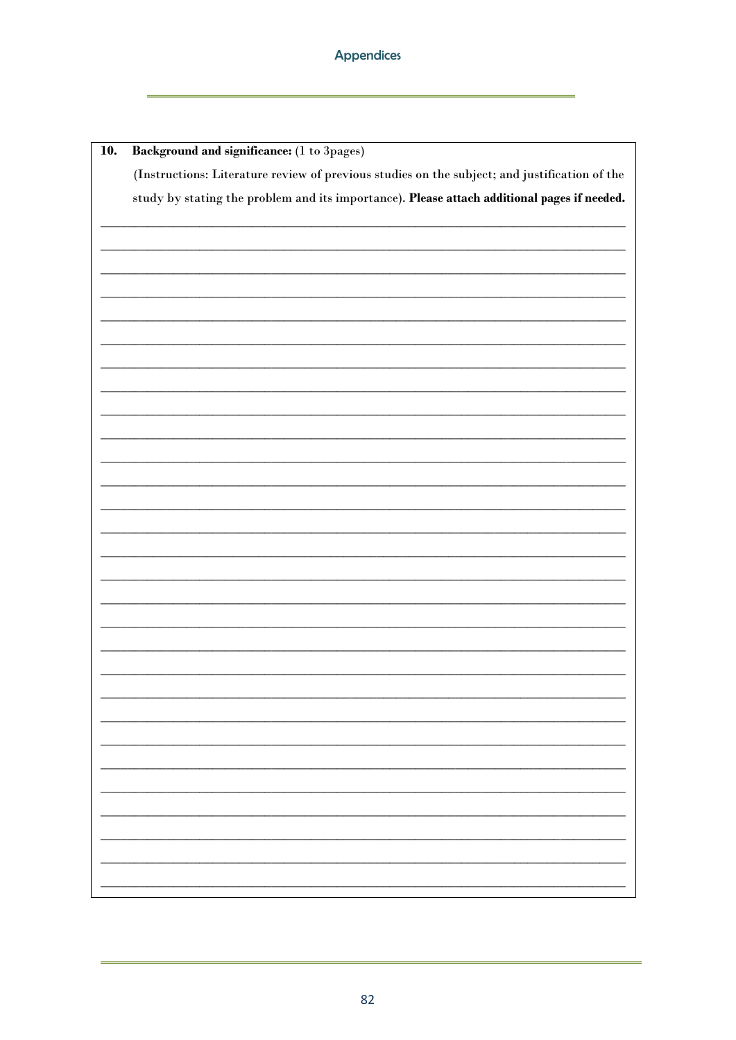**10. Background and significance:** (1 to 3pages)

(Instructions: Literature review of previous studies on the subject; and justification of the study by stating the problem and its importance). **Please attach additional pages if needed.**

______________________________________________________________________________

______________________________________________________________________________

______________________________________________________________________________

______________________________________________________________________________

______________________________________________________________________________

______________________________________________________________________________

______________________________________________________________________________

______________________________________________________________________________

______________________________________________________________________________

______________________________________________________________________________

______________________________________________________________________________

______________________________________________________________________________

______________________________________________________________________________

______________________________________________________________________________

______________________________________________________________________________

______________________________________________________________________________

______________________________________________________________________________

______________________________________________________________________________

______________________________________________________________________________

______________________________________________________________________________

______________________________________________________________________________

______________________________________________________________________________

______________________________________________________________________________

______________________________________________________________________________

______________________________________________________________________________

______________________________________________________________________________

______________________________________________________________________________

______________________________________________________________________________

______________________________________________________________________________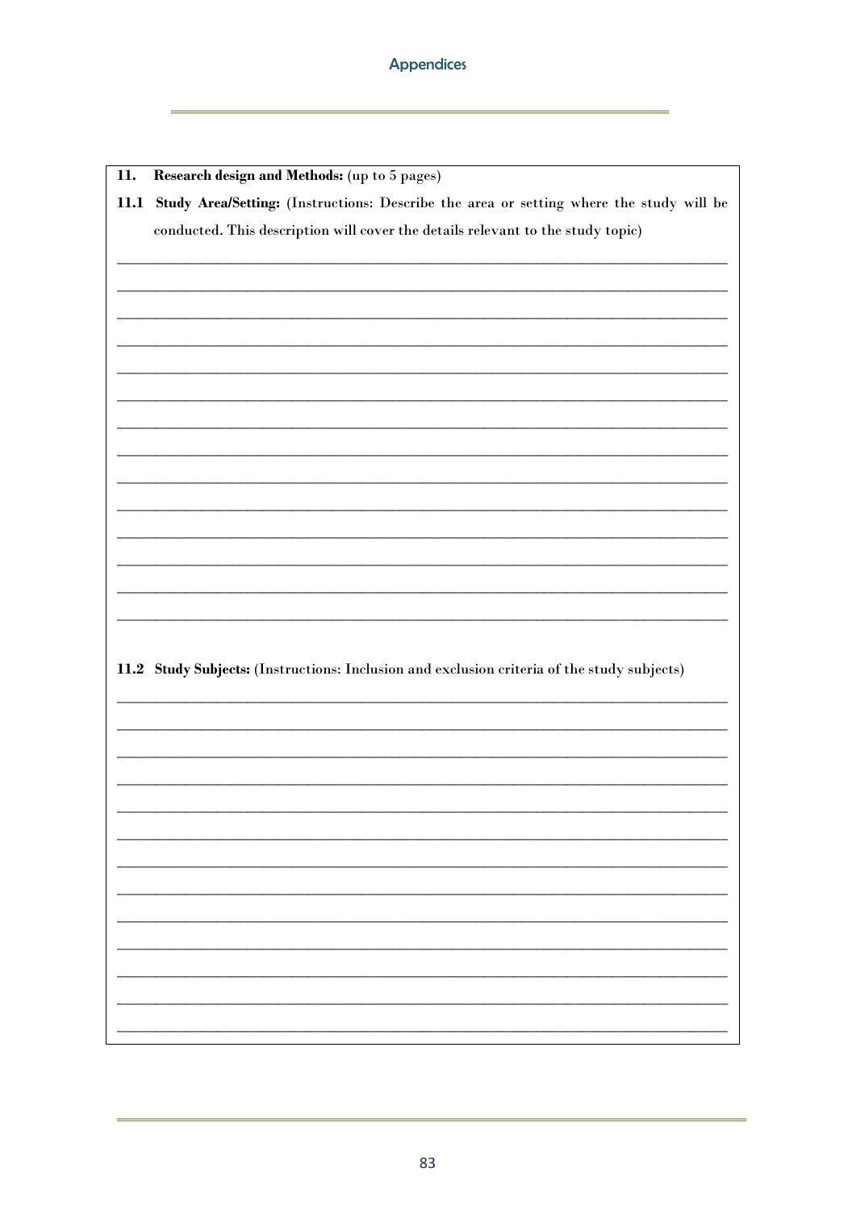**11. Research design and Methods:** (up to 5 pages)

**11.1 Study Area/Setting:** (Instructions: Describe the area or setting where the study will be conducted. This description will cover the details relevant to the study topic)

______________________________________________________________________________

______________________________________________________________________________

______________________________________________________________________________

______________________________________________________________________________

______________________________________________________________________________

______________________________________________________________________________

______________________________________________________________________________

______________________________________________________________________________

______________________________________________________________________________

______________________________________________________________________________

______________________________________________________________________________

______________________________________________________________________________

______________________________________________________________________________

______________________________________________________________________________

**11.2 Study Subjects:** (Instructions: Inclusion and exclusion criteria of the study subjects)

______________________________________________________________________________

______________________________________________________________________________

______________________________________________________________________________

______________________________________________________________________________

______________________________________________________________________________

______________________________________________________________________________

______________________________________________________________________________

______________________________________________________________________________

______________________________________________________________________________

______________________________________________________________________________

______________________________________________________________________________

______________________________________________________________________________

______________________________________________________________________________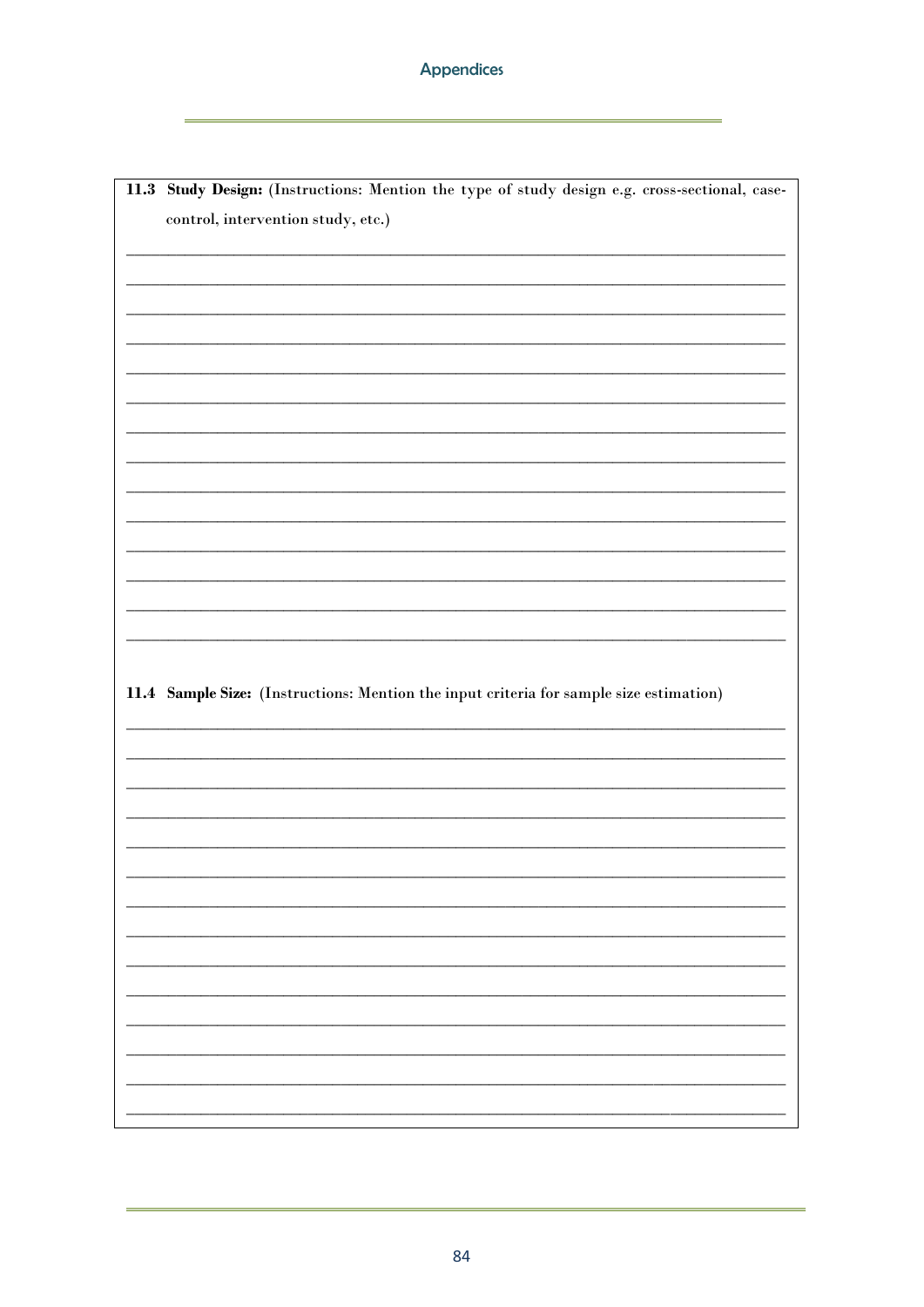**11.3 Study Design:** (Instructions: Mention the type of study design e.g. cross-sectional, case-control, intervention study, etc.)

______________________________________________________________________________

______________________________________________________________________________

______________________________________________________________________________

______________________________________________________________________________

______________________________________________________________________________

______________________________________________________________________________

______________________________________________________________________________

______________________________________________________________________________

______________________________________________________________________________

______________________________________________________________________________

______________________________________________________________________________

______________________________________________________________________________

______________________________________________________________________________

______________________________________________________________________________

**11.4 Sample Size:** (Instructions: Mention the input criteria for sample size estimation)

______________________________________________________________________________

______________________________________________________________________________

______________________________________________________________________________

______________________________________________________________________________

______________________________________________________________________________

______________________________________________________________________________

______________________________________________________________________________

______________________________________________________________________________

______________________________________________________________________________

______________________________________________________________________________

______________________________________________________________________________

______________________________________________________________________________

______________________________________________________________________________

______________________________________________________________________________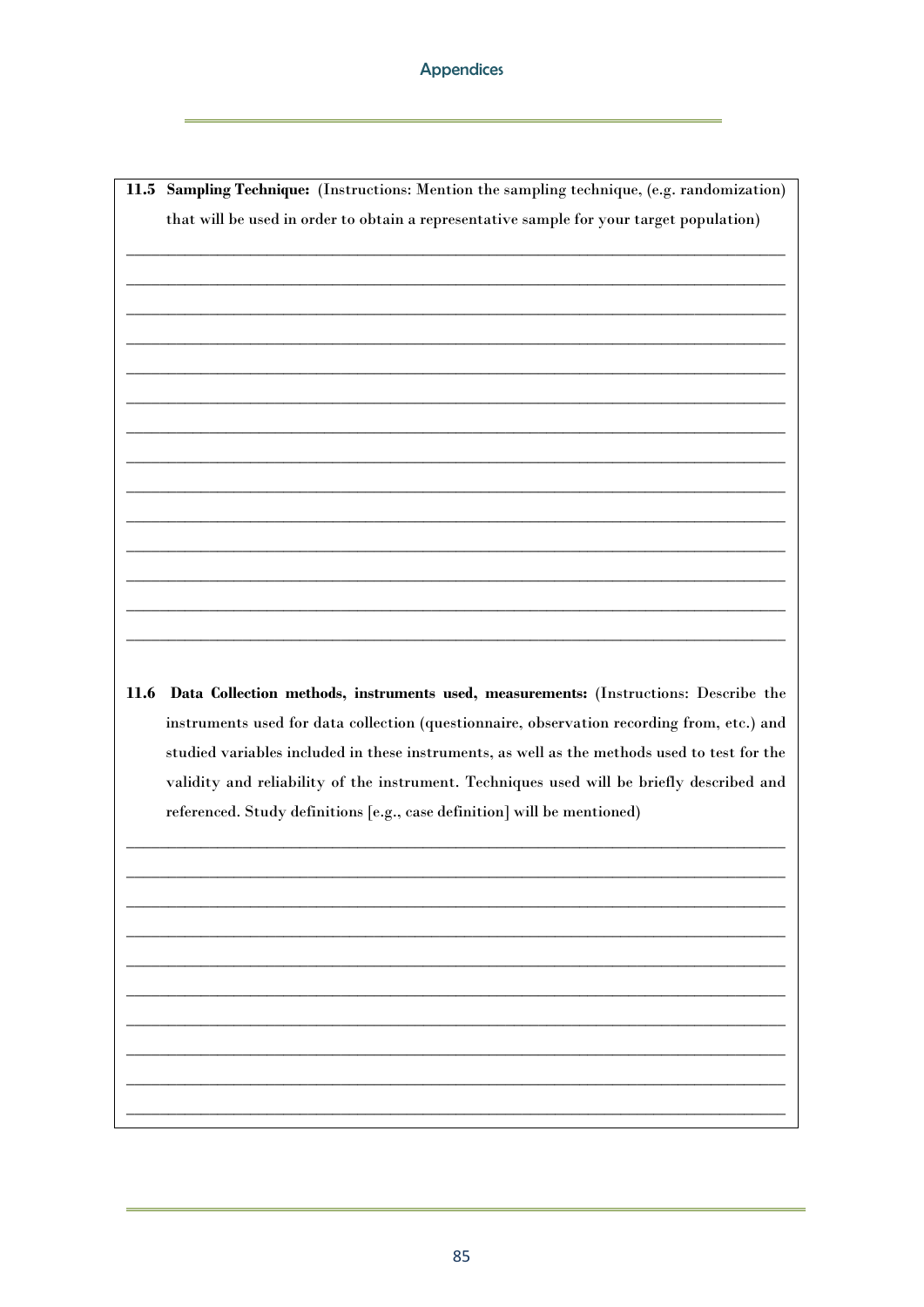**11.5 Sampling Technique:** (Instructions: Mention the sampling technique, (e.g. randomization) that will be used in order to obtain a representative sample for your target population)

______________________________________________________________________________

______________________________________________________________________________

______________________________________________________________________________

______________________________________________________________________________

______________________________________________________________________________

______________________________________________________________________________

______________________________________________________________________________

______________________________________________________________________________

______________________________________________________________________________

______________________________________________________________________________

______________________________________________________________________________

______________________________________________________________________________

______________________________________________________________________________

______________________________________________________________________________

**11.6 Data Collection methods, instruments used, measurements:** (Instructions: Describe the instruments used for data collection (questionnaire, observation recording from, etc.) and studied variables included in these instruments, as well as the methods used to test for the validity and reliability of the instrument. Techniques used will be briefly described and referenced. Study definitions [e.g., case definition] will be mentioned)

______________________________________________________________________________

______________________________________________________________________________

______________________________________________________________________________

______________________________________________________________________________

______________________________________________________________________________

______________________________________________________________________________

______________________________________________________________________________

______________________________________________________________________________

______________________________________________________________________________

______________________________________________________________________________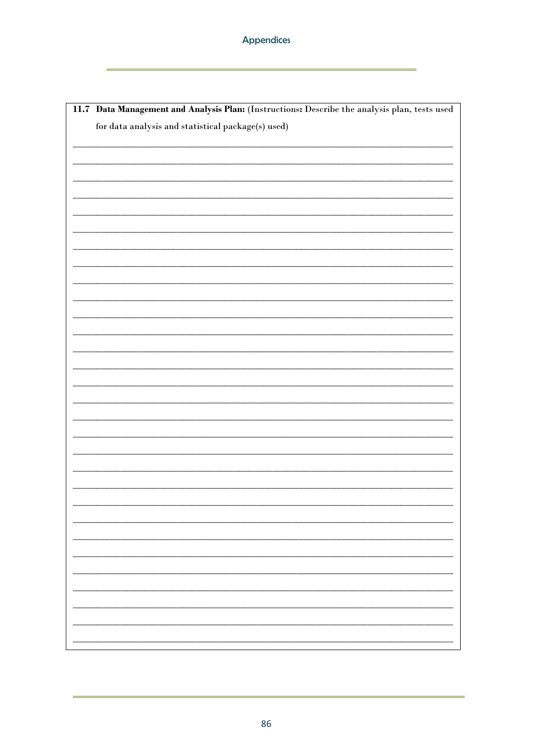**11.7 Data Management and Analysis Plan:** (Instructions**:** Describe the analysis plan, tests used for data analysis and statistical package(s) used)

___________________________________________________________________________

___________________________________________________________________________

___________________________________________________________________________

___________________________________________________________________________

___________________________________________________________________________

___________________________________________________________________________

___________________________________________________________________________

___________________________________________________________________________

___________________________________________________________________________

___________________________________________________________________________

___________________________________________________________________________

___________________________________________________________________________

___________________________________________________________________________

___________________________________________________________________________

___________________________________________________________________________

___________________________________________________________________________

___________________________________________________________________________

___________________________________________________________________________

___________________________________________________________________________

___________________________________________________________________________

___________________________________________________________________________

___________________________________________________________________________

___________________________________________________________________________

___________________________________________________________________________

___________________________________________________________________________

___________________________________________________________________________

___________________________________________________________________________

___________________________________________________________________________

___________________________________________________________________________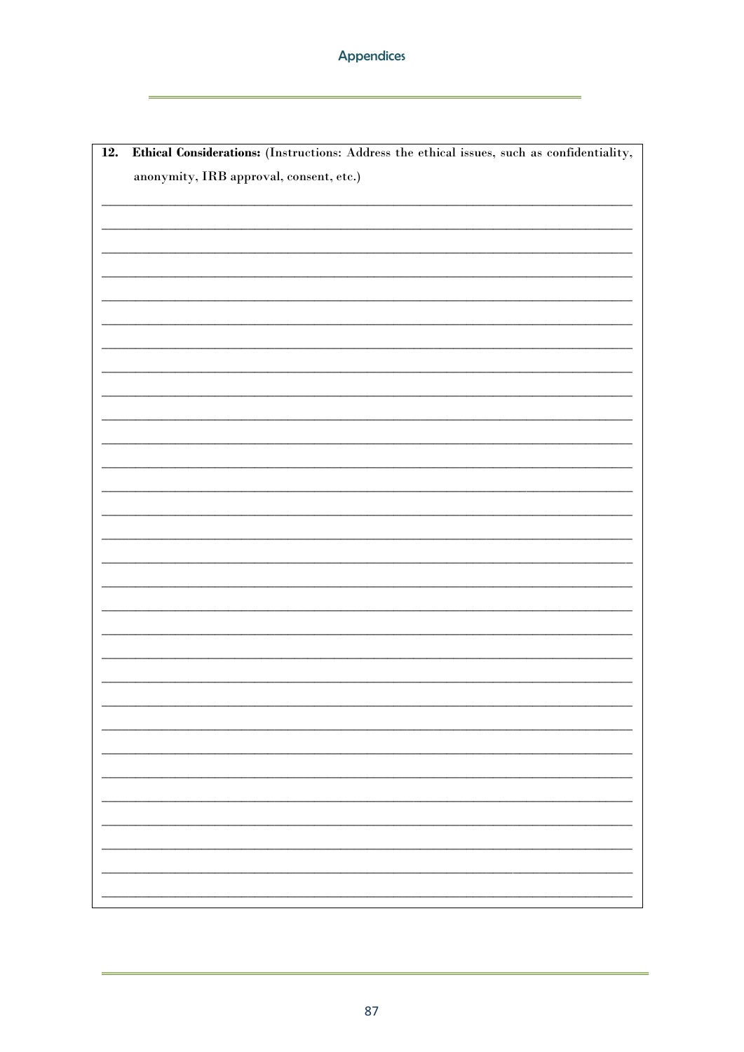**12. Ethical Considerations:** (Instructions: Address the ethical issues, such as confidentiality, anonymity, IRB approval, consent, etc.)

______________________________________________________________________________

______________________________________________________________________________

______________________________________________________________________________

______________________________________________________________________________

______________________________________________________________________________

______________________________________________________________________________

______________________________________________________________________________

______________________________________________________________________________

______________________________________________________________________________

______________________________________________________________________________

______________________________________________________________________________

______________________________________________________________________________

______________________________________________________________________________

______________________________________________________________________________

______________________________________________________________________________

______________________________________________________________________________

______________________________________________________________________________

______________________________________________________________________________

______________________________________________________________________________

______________________________________________________________________________

______________________________________________________________________________

______________________________________________________________________________

______________________________________________________________________________

______________________________________________________________________________

______________________________________________________________________________

______________________________________________________________________________

______________________________________________________________________________

______________________________________________________________________________

______________________________________________________________________________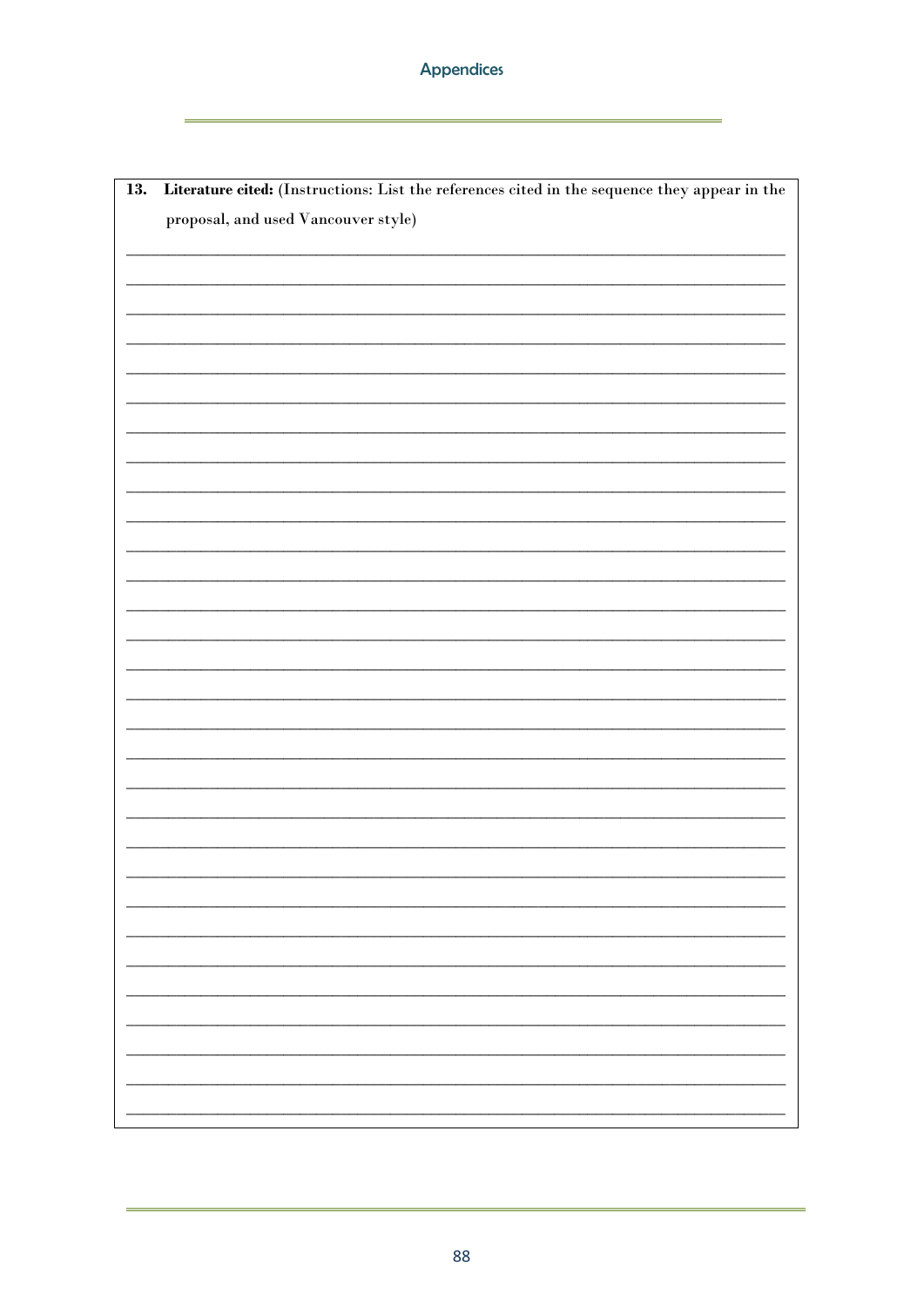**13. Literature cited:** (Instructions: List the references cited in the sequence they appear in the proposal, and used Vancouver style)

\_\_\_\_\_\_\_\_\_\_\_\_\_\_\_\_\_\_\_\_\_\_\_\_\_\_\_\_\_\_\_\_\_\_\_\_\_\_\_\_\_\_\_\_\_\_\_\_\_\_\_\_\_\_\_\_\_\_\_\_\_\_\_\_\_\_\_\_\_\_\_\_\_\_\_\_\_\_

\_\_\_\_\_\_\_\_\_\_\_\_\_\_\_\_\_\_\_\_\_\_\_\_\_\_\_\_\_\_\_\_\_\_\_\_\_\_\_\_\_\_\_\_\_\_\_\_\_\_\_\_\_\_\_\_\_\_\_\_\_\_\_\_\_\_\_\_\_\_\_\_\_\_\_\_\_\_

\_\_\_\_\_\_\_\_\_\_\_\_\_\_\_\_\_\_\_\_\_\_\_\_\_\_\_\_\_\_\_\_\_\_\_\_\_\_\_\_\_\_\_\_\_\_\_\_\_\_\_\_\_\_\_\_\_\_\_\_\_\_\_\_\_\_\_\_\_\_\_\_\_\_\_\_\_\_

\_\_\_\_\_\_\_\_\_\_\_\_\_\_\_\_\_\_\_\_\_\_\_\_\_\_\_\_\_\_\_\_\_\_\_\_\_\_\_\_\_\_\_\_\_\_\_\_\_\_\_\_\_\_\_\_\_\_\_\_\_\_\_\_\_\_\_\_\_\_\_\_\_\_\_\_\_\_

\_\_\_\_\_\_\_\_\_\_\_\_\_\_\_\_\_\_\_\_\_\_\_\_\_\_\_\_\_\_\_\_\_\_\_\_\_\_\_\_\_\_\_\_\_\_\_\_\_\_\_\_\_\_\_\_\_\_\_\_\_\_\_\_\_\_\_\_\_\_\_\_\_\_\_\_\_\_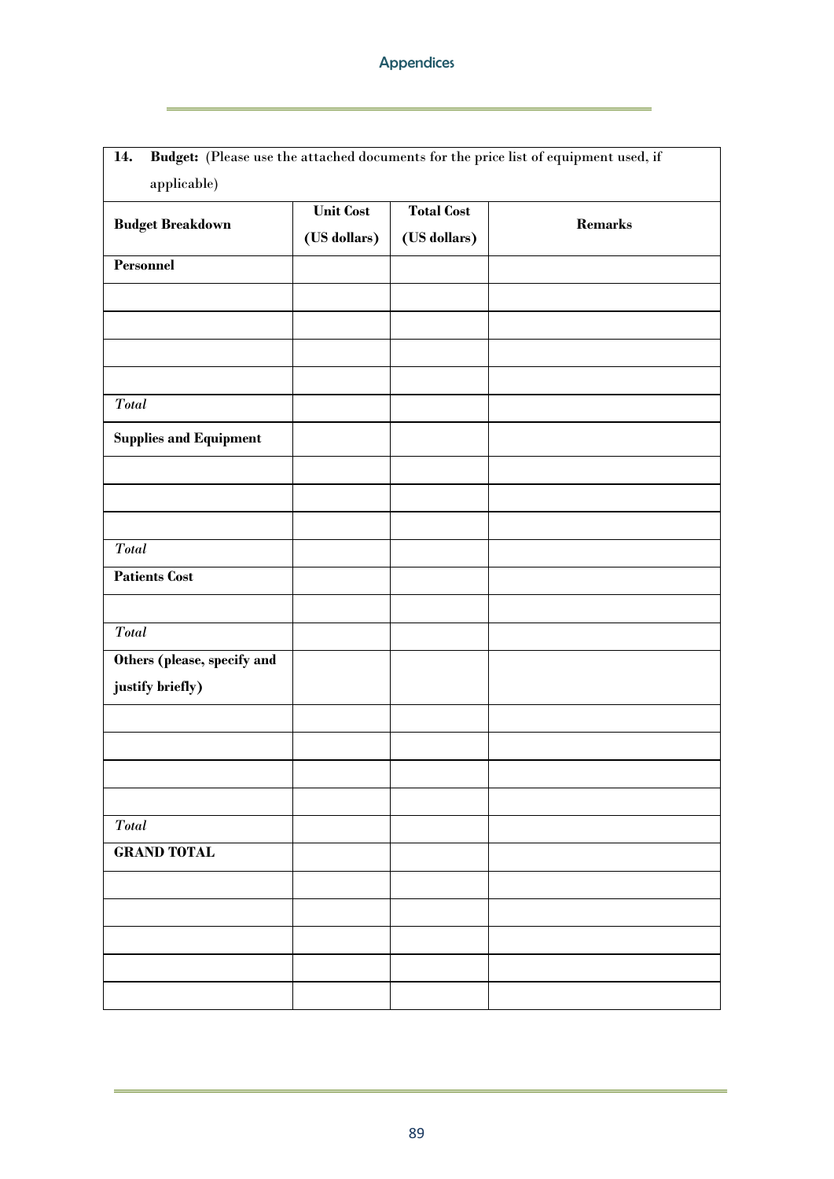| **14. Budget:** (Please use the attached documents for the price list of equipment used, if applicable) | | | |
|---|---|---|---|
| **Budget Breakdown** | **Unit Cost (US dollars)** | **Total Cost (US dollars)** | **Remarks** |
| **Personnel** | | | |
| | | | |
| | | | |
| | | | |
| | | | |
| *Total* | | | |
| **Supplies and Equipment** | | | |
| | | | |
| | | | |
| | | | |
| *Total* | | | |
| **Patients Cost** | | | |
| | | | |
| *Total* | | | |
| **Others (please, specify and justify briefly)** | | | |
| | | | |
| | | | |
| | | | |
| | | | |
| *Total* | | | |
| **GRAND TOTAL** | | | |
| | | | |
| | | | |
| | | | |
| | | | |
| | | | |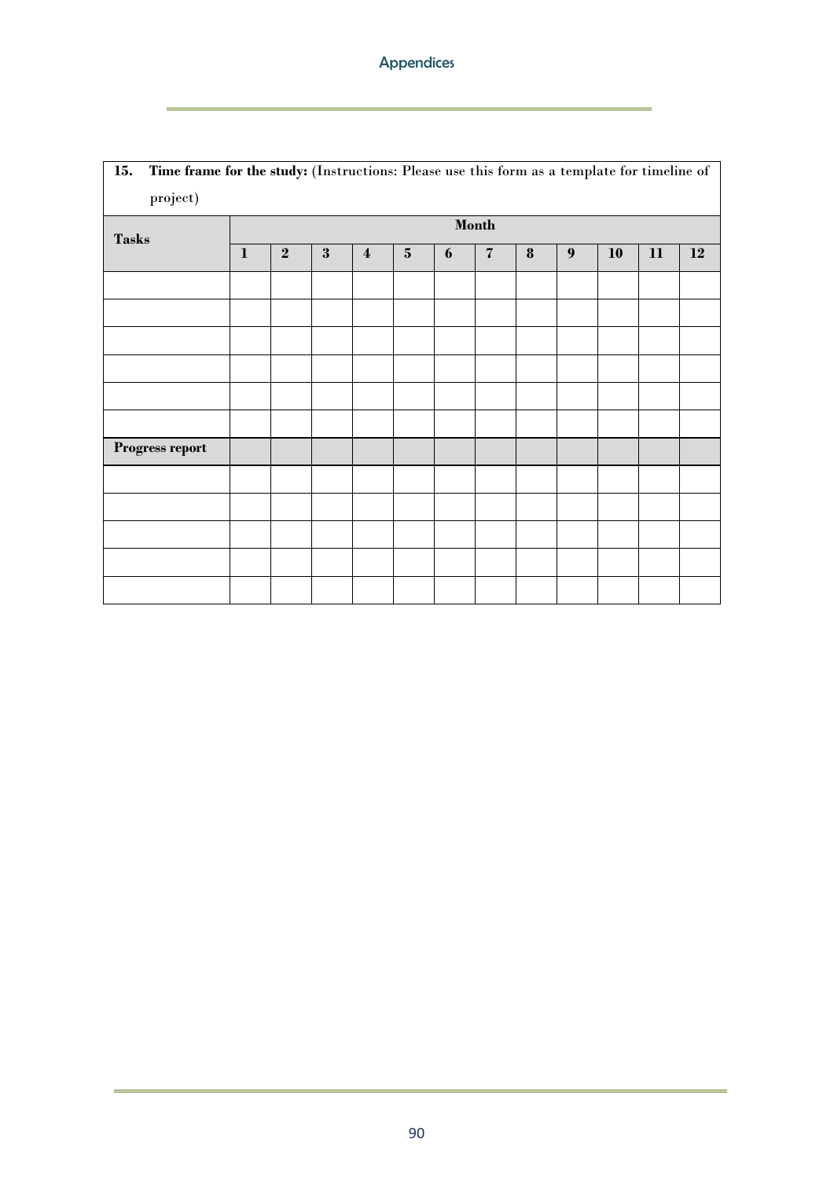**15. Time frame for the study:** (Instructions: Please use this form as a template for timeline of project)

| Tasks | Month | | | | | | | | | | | |
|---|---|---|---|---|---|---|---|---|---|---|---|---|
| | **1** | **2** | **3** | **4** | **5** | **6** | **7** | **8** | **9** | **10** | **11** | **12** |
| | | | | | | | | | | | | |
| | | | | | | | | | | | | |
| | | | | | | | | | | | | |
| | | | | | | | | | | | | |
| | | | | | | | | | | | | |
| | | | | | | | | | | | | |
| **Progress report** | | | | | | | | | | | | |
| | | | | | | | | | | | | |
| | | | | | | | | | | | | |
| | | | | | | | | | | | | |
| | | | | | | | | | | | | |
| | | | | | | | | | | | | |